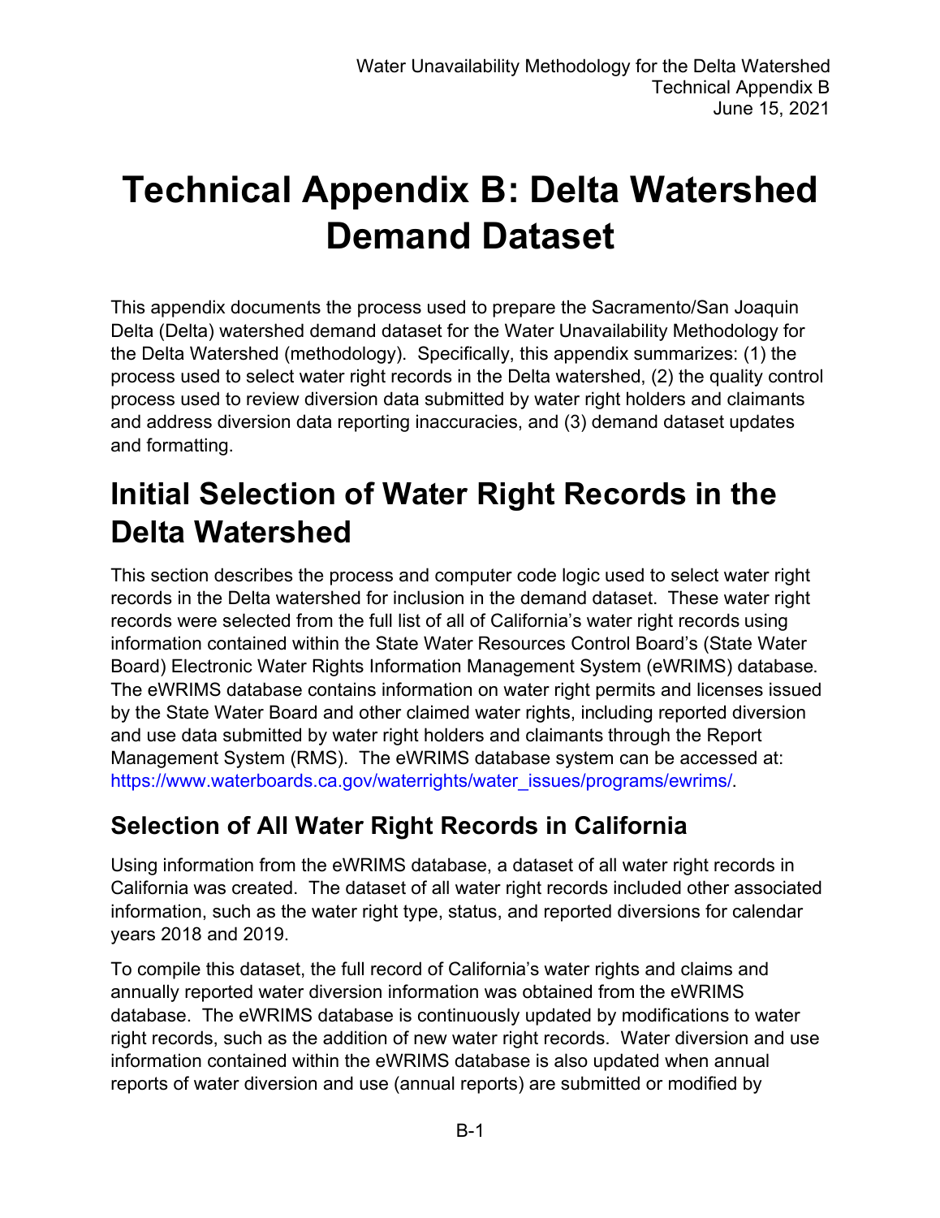# Technical Appendix B: Delta Watershed Demand Dataset

This appendix documents the process used to prepare the Sacramento/San Joaquin Delta (Delta) watershed demand dataset for the Water Unavailability Methodology for the Delta Watershed (methodology). Specifically, this appendix summarizes: (1) the process used to select water right records in the Delta watershed, (2) the quality control process used to review diversion data submitted by water right holders and claimants and address diversion data reporting inaccuracies, and (3) demand dataset updates and formatting.

# Initial Selection of Water Right Records in the Delta Watershed

This section describes the process and computer code logic used to select water right records in the Delta watershed for inclusion in the demand dataset. These water right records were selected from the full list of all of California's water right records using information contained within the State Water Resources Control Board's (State Water Board) Electronic Water Rights Information Management System (eWRIMS) database. The eWRIMS database contains information on water right permits and licenses issued by the State Water Board and other claimed water rights, including reported diversion and use data submitted by water right holders and claimants through the Report Management System (RMS). The eWRIMS database system can be accessed at: https://www.waterboards.ca.gov/waterrights/water_issues/programs/ewrims/.

## Selection of All Water Right Records in California

Using information from the eWRIMS database, a dataset of all water right records in California was created. The dataset of all water right records included other associated information, such as the water right type, status, and reported diversions for calendar years 2018 and 2019.

To compile this dataset, the full record of California's water rights and claims and annually reported water diversion information was obtained from the eWRIMS database. The eWRIMS database is continuously updated by modifications to water right records, such as the addition of new water right records. Water diversion and use information contained within the eWRIMS database is also updated when annual reports of water diversion and use (annual reports) are submitted or modified by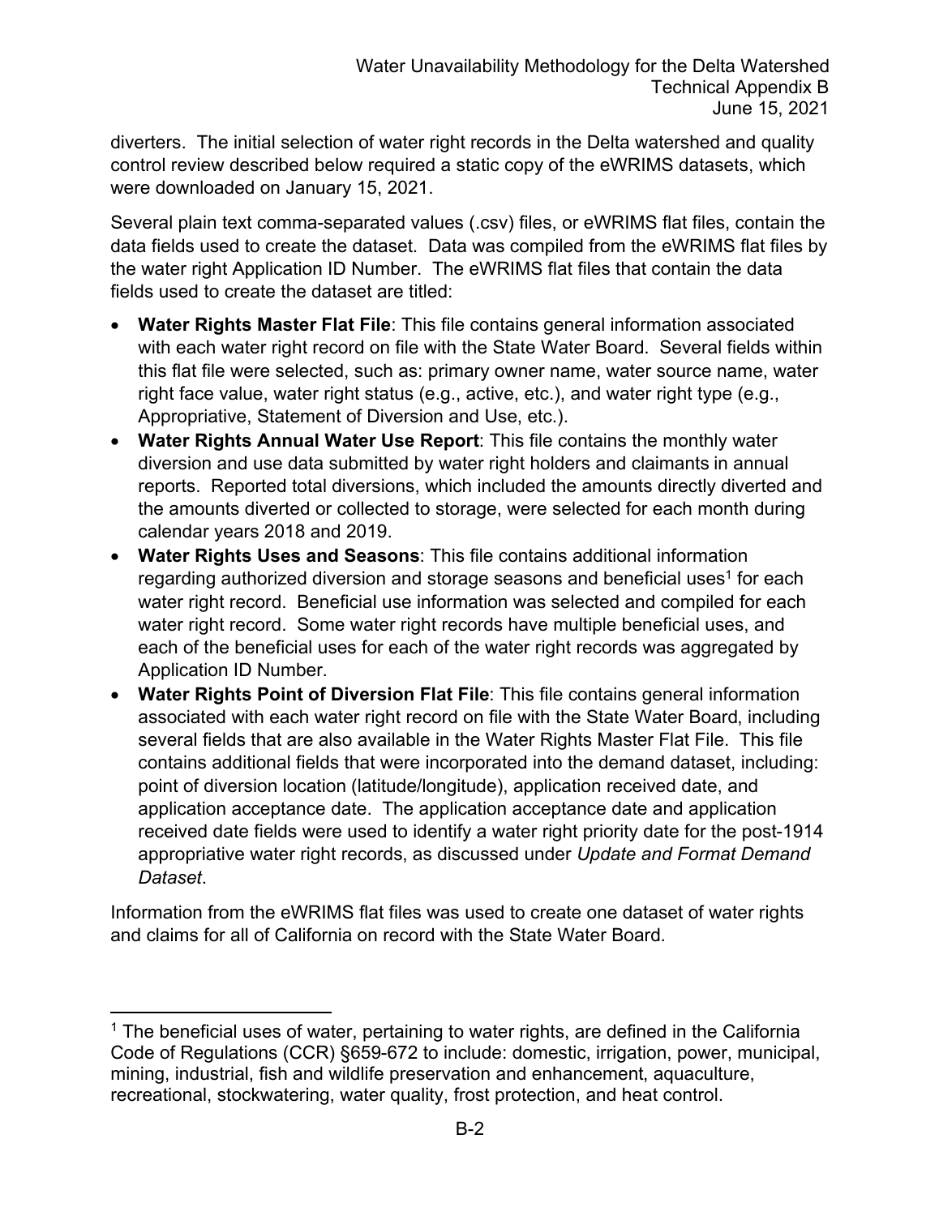diverters. The initial selection of water right records in the Delta watershed and quality control review described below required a static copy of the eWRIMS datasets, which were downloaded on January 15, 2021.

Several plain text comma-separated values (.csv) files, or eWRIMS flat files, contain the data fields used to create the dataset. Data was compiled from the eWRIMS flat files by the water right Application ID Number. The eWRIMS flat files that contain the data fields used to create the dataset are titled:

- **Water Rights Master Flat File**: This file contains general information associated with each water right record on file with the State Water Board. Several fields within this flat file were selected, such as: primary owner name, water source name, water right face value, water right status (e.g., active, etc.), and water right type (e.g., Appropriative, Statement of Diversion and Use, etc.).
- **Water Rights Annual Water Use Report**: This file contains the monthly water diversion and use data submitted by water right holders and claimants in annual reports. Reported total diversions, which included the amounts directly diverted and the amounts diverted or collected to storage, were selected for each month during calendar years 2018 and 2019.
- **Water Rights Uses and Seasons**: This file contains additional information regarding authorized diversion and storage seasons and beneficial uses[1] for each water right record. Beneficial use information was selected and compiled for each water right record. Some water right records have multiple beneficial uses, and each of the beneficial uses for each of the water right records was aggregated by Application ID Number.
- **Water Rights Point of Diversion Flat File**: This file contains general information associated with each water right record on file with the State Water Board, including several fields that are also available in the Water Rights Master Flat File. This file contains additional fields that were incorporated into the demand dataset, including: point of diversion location (latitude/longitude), application received date, and application acceptance date. The application acceptance date and application received date fields were used to identify a water right priority date for the post-1914 appropriative water right records, as discussed under *Update and Format Demand Dataset*.

Information from the eWRIMS flat files was used to create one dataset of water rights and claims for all of California on record with the State Water Board.

[1] The beneficial uses of water, pertaining to water rights, are defined in the California Code of Regulations (CCR) §659-672 to include: domestic, irrigation, power, municipal, mining, industrial, fish and wildlife preservation and enhancement, aquaculture, recreational, stockwatering, water quality, frost protection, and heat control.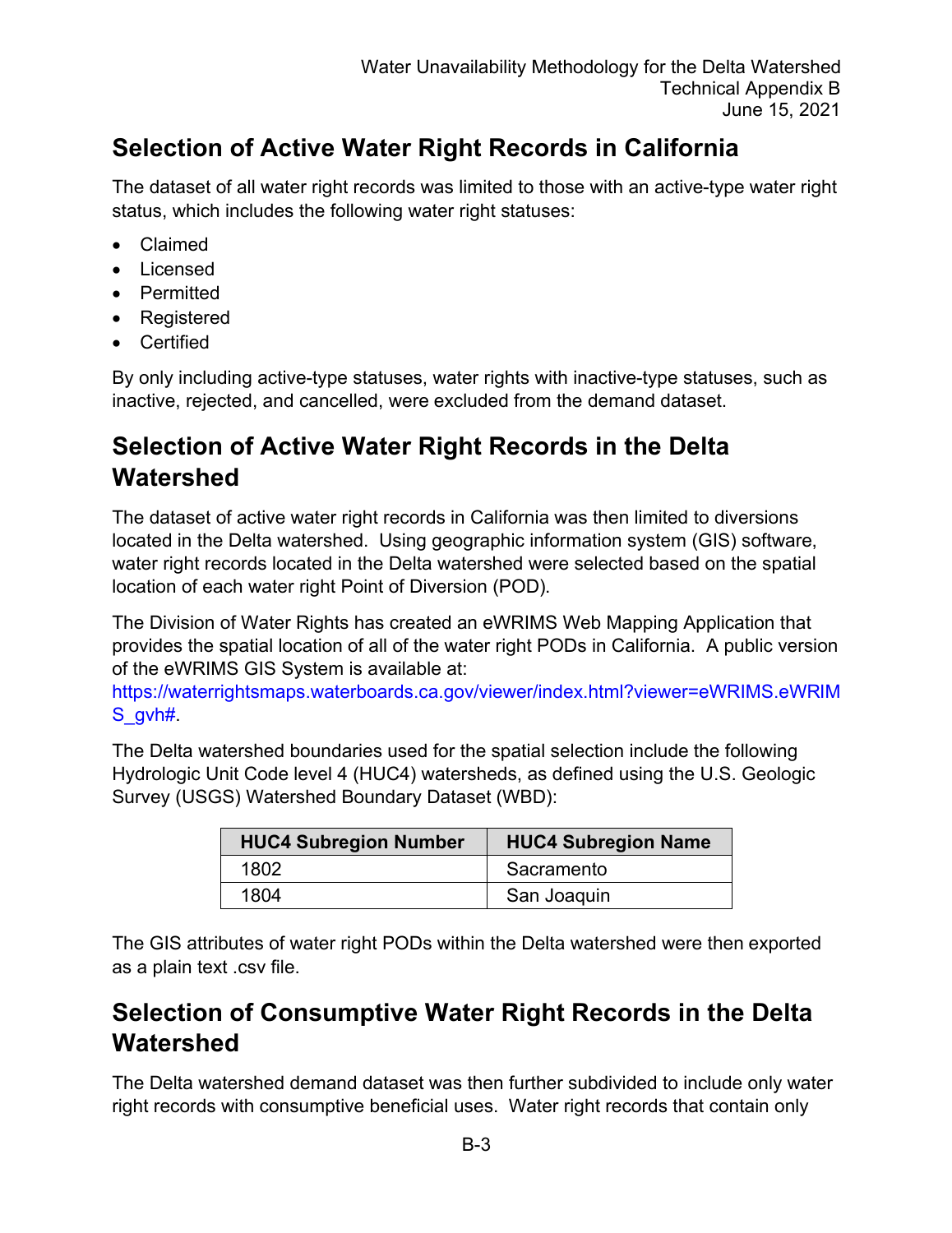## Selection of Active Water Right Records in California

The dataset of all water right records was limited to those with an active-type water right status, which includes the following water right statuses:

- Claimed
- Licensed
- Permitted
- Registered
- Certified

By only including active-type statuses, water rights with inactive-type statuses, such as inactive, rejected, and cancelled, were excluded from the demand dataset.

## Selection of Active Water Right Records in the Delta Watershed

The dataset of active water right records in California was then limited to diversions located in the Delta watershed. Using geographic information system (GIS) software, water right records located in the Delta watershed were selected based on the spatial location of each water right Point of Diversion (POD).

The Division of Water Rights has created an eWRIMS Web Mapping Application that provides the spatial location of all of the water right PODs in California. A public version of the eWRIMS GIS System is available at: https://waterrightsmaps.waterboards.ca.gov/viewer/index.html?viewer=eWRIMS.eWRIMS_gvh#.

The Delta watershed boundaries used for the spatial selection include the following Hydrologic Unit Code level 4 (HUC4) watersheds, as defined using the U.S. Geologic Survey (USGS) Watershed Boundary Dataset (WBD):

| HUC4 Subregion Number | HUC4 Subregion Name |
|---|---|
| 1802 | Sacramento |
| 1804 | San Joaquin |

The GIS attributes of water right PODs within the Delta watershed were then exported as a plain text .csv file.

## Selection of Consumptive Water Right Records in the Delta Watershed

The Delta watershed demand dataset was then further subdivided to include only water right records with consumptive beneficial uses. Water right records that contain only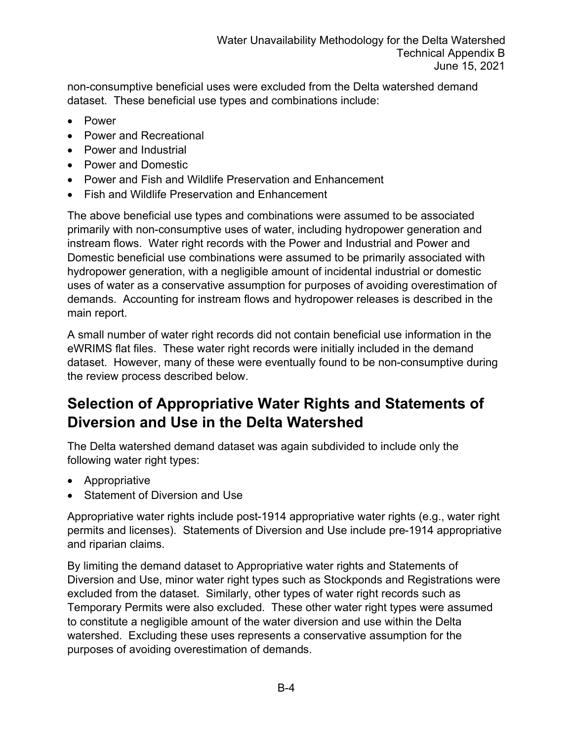non-consumptive beneficial uses were excluded from the Delta watershed demand dataset. These beneficial use types and combinations include:

- Power
- Power and Recreational
- Power and Industrial
- Power and Domestic
- Power and Fish and Wildlife Preservation and Enhancement
- Fish and Wildlife Preservation and Enhancement

The above beneficial use types and combinations were assumed to be associated primarily with non-consumptive uses of water, including hydropower generation and instream flows. Water right records with the Power and Industrial and Power and Domestic beneficial use combinations were assumed to be primarily associated with hydropower generation, with a negligible amount of incidental industrial or domestic uses of water as a conservative assumption for purposes of avoiding overestimation of demands. Accounting for instream flows and hydropower releases is described in the main report.

A small number of water right records did not contain beneficial use information in the eWRIMS flat files. These water right records were initially included in the demand dataset. However, many of these were eventually found to be non-consumptive during the review process described below.

## Selection of Appropriative Water Rights and Statements of Diversion and Use in the Delta Watershed

The Delta watershed demand dataset was again subdivided to include only the following water right types:

- Appropriative
- Statement of Diversion and Use

Appropriative water rights include post-1914 appropriative water rights (e.g., water right permits and licenses). Statements of Diversion and Use include pre-1914 appropriative and riparian claims.

By limiting the demand dataset to Appropriative water rights and Statements of Diversion and Use, minor water right types such as Stockponds and Registrations were excluded from the dataset. Similarly, other types of water right records such as Temporary Permits were also excluded. These other water right types were assumed to constitute a negligible amount of the water diversion and use within the Delta watershed. Excluding these uses represents a conservative assumption for the purposes of avoiding overestimation of demands.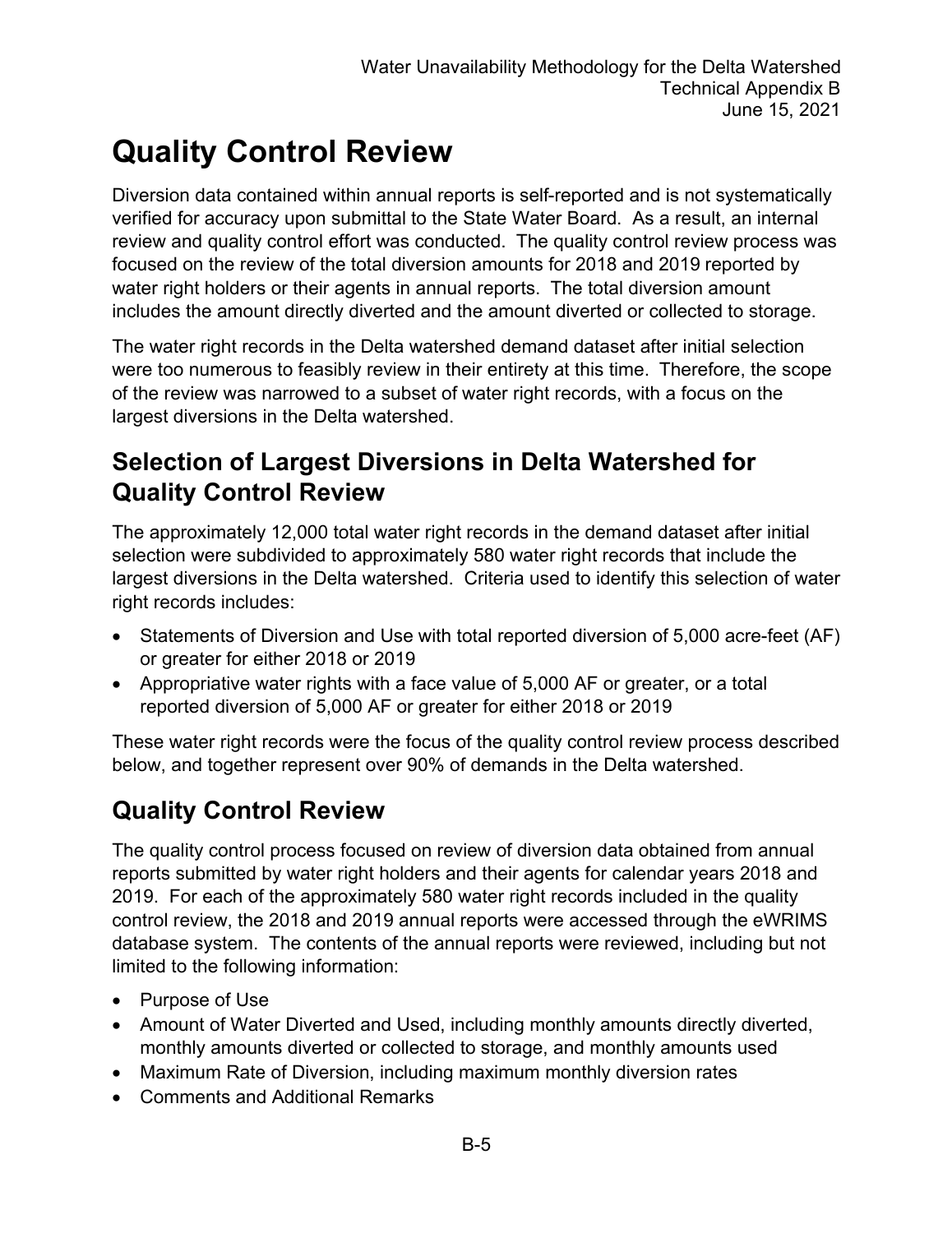# Quality Control Review

Diversion data contained within annual reports is self-reported and is not systematically verified for accuracy upon submittal to the State Water Board. As a result, an internal review and quality control effort was conducted. The quality control review process was focused on the review of the total diversion amounts for 2018 and 2019 reported by water right holders or their agents in annual reports. The total diversion amount includes the amount directly diverted and the amount diverted or collected to storage.

The water right records in the Delta watershed demand dataset after initial selection were too numerous to feasibly review in their entirety at this time. Therefore, the scope of the review was narrowed to a subset of water right records, with a focus on the largest diversions in the Delta watershed.

## Selection of Largest Diversions in Delta Watershed for Quality Control Review

The approximately 12,000 total water right records in the demand dataset after initial selection were subdivided to approximately 580 water right records that include the largest diversions in the Delta watershed. Criteria used to identify this selection of water right records includes:

- Statements of Diversion and Use with total reported diversion of 5,000 acre-feet (AF) or greater for either 2018 or 2019
- Appropriative water rights with a face value of 5,000 AF or greater, or a total reported diversion of 5,000 AF or greater for either 2018 or 2019

These water right records were the focus of the quality control review process described below, and together represent over 90% of demands in the Delta watershed.

## Quality Control Review

The quality control process focused on review of diversion data obtained from annual reports submitted by water right holders and their agents for calendar years 2018 and 2019. For each of the approximately 580 water right records included in the quality control review, the 2018 and 2019 annual reports were accessed through the eWRIMS database system. The contents of the annual reports were reviewed, including but not limited to the following information:

- Purpose of Use
- Amount of Water Diverted and Used, including monthly amounts directly diverted, monthly amounts diverted or collected to storage, and monthly amounts used
- Maximum Rate of Diversion, including maximum monthly diversion rates
- Comments and Additional Remarks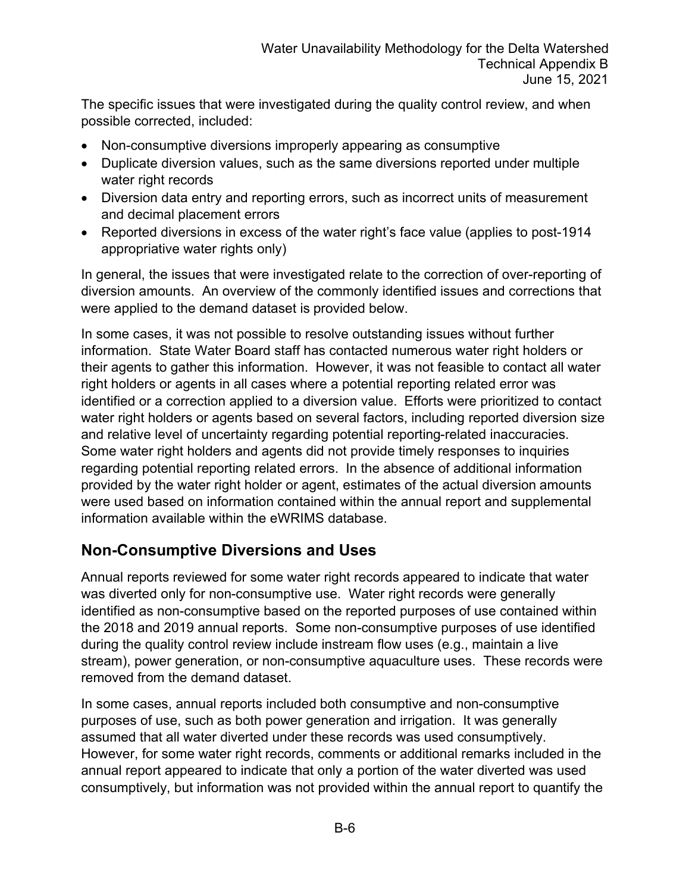The specific issues that were investigated during the quality control review, and when possible corrected, included:

- Non-consumptive diversions improperly appearing as consumptive
- Duplicate diversion values, such as the same diversions reported under multiple water right records
- Diversion data entry and reporting errors, such as incorrect units of measurement and decimal placement errors
- Reported diversions in excess of the water right's face value (applies to post-1914 appropriative water rights only)

In general, the issues that were investigated relate to the correction of over-reporting of diversion amounts. An overview of the commonly identified issues and corrections that were applied to the demand dataset is provided below.

In some cases, it was not possible to resolve outstanding issues without further information. State Water Board staff has contacted numerous water right holders or their agents to gather this information. However, it was not feasible to contact all water right holders or agents in all cases where a potential reporting related error was identified or a correction applied to a diversion value. Efforts were prioritized to contact water right holders or agents based on several factors, including reported diversion size and relative level of uncertainty regarding potential reporting-related inaccuracies. Some water right holders and agents did not provide timely responses to inquiries regarding potential reporting related errors. In the absence of additional information provided by the water right holder or agent, estimates of the actual diversion amounts were used based on information contained within the annual report and supplemental information available within the eWRIMS database.

## Non-Consumptive Diversions and Uses

Annual reports reviewed for some water right records appeared to indicate that water was diverted only for non-consumptive use. Water right records were generally identified as non-consumptive based on the reported purposes of use contained within the 2018 and 2019 annual reports. Some non-consumptive purposes of use identified during the quality control review include instream flow uses (e.g., maintain a live stream), power generation, or non-consumptive aquaculture uses. These records were removed from the demand dataset.

In some cases, annual reports included both consumptive and non-consumptive purposes of use, such as both power generation and irrigation. It was generally assumed that all water diverted under these records was used consumptively. However, for some water right records, comments or additional remarks included in the annual report appeared to indicate that only a portion of the water diverted was used consumptively, but information was not provided within the annual report to quantify the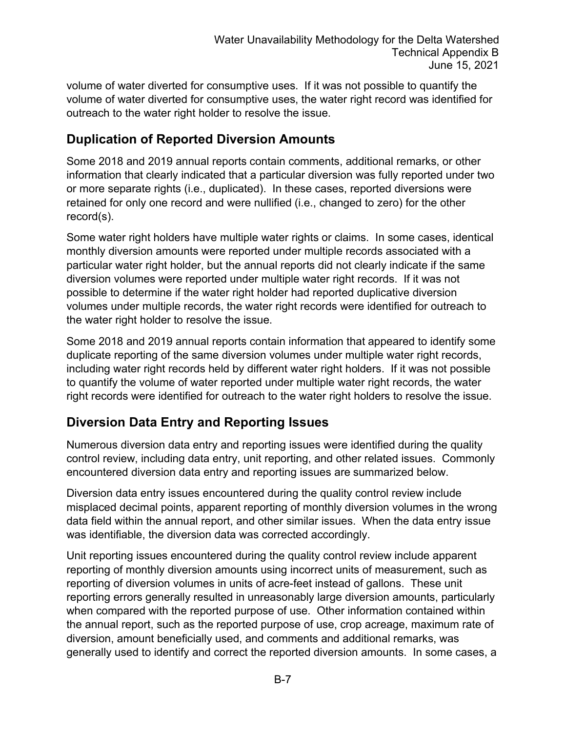volume of water diverted for consumptive uses. If it was not possible to quantify the volume of water diverted for consumptive uses, the water right record was identified for outreach to the water right holder to resolve the issue.

## Duplication of Reported Diversion Amounts

Some 2018 and 2019 annual reports contain comments, additional remarks, or other information that clearly indicated that a particular diversion was fully reported under two or more separate rights (i.e., duplicated). In these cases, reported diversions were retained for only one record and were nullified (i.e., changed to zero) for the other record(s).

Some water right holders have multiple water rights or claims. In some cases, identical monthly diversion amounts were reported under multiple records associated with a particular water right holder, but the annual reports did not clearly indicate if the same diversion volumes were reported under multiple water right records. If it was not possible to determine if the water right holder had reported duplicative diversion volumes under multiple records, the water right records were identified for outreach to the water right holder to resolve the issue.

Some 2018 and 2019 annual reports contain information that appeared to identify some duplicate reporting of the same diversion volumes under multiple water right records, including water right records held by different water right holders. If it was not possible to quantify the volume of water reported under multiple water right records, the water right records were identified for outreach to the water right holders to resolve the issue.

## Diversion Data Entry and Reporting Issues

Numerous diversion data entry and reporting issues were identified during the quality control review, including data entry, unit reporting, and other related issues. Commonly encountered diversion data entry and reporting issues are summarized below.

Diversion data entry issues encountered during the quality control review include misplaced decimal points, apparent reporting of monthly diversion volumes in the wrong data field within the annual report, and other similar issues. When the data entry issue was identifiable, the diversion data was corrected accordingly.

Unit reporting issues encountered during the quality control review include apparent reporting of monthly diversion amounts using incorrect units of measurement, such as reporting of diversion volumes in units of acre-feet instead of gallons. These unit reporting errors generally resulted in unreasonably large diversion amounts, particularly when compared with the reported purpose of use. Other information contained within the annual report, such as the reported purpose of use, crop acreage, maximum rate of diversion, amount beneficially used, and comments and additional remarks, was generally used to identify and correct the reported diversion amounts. In some cases, a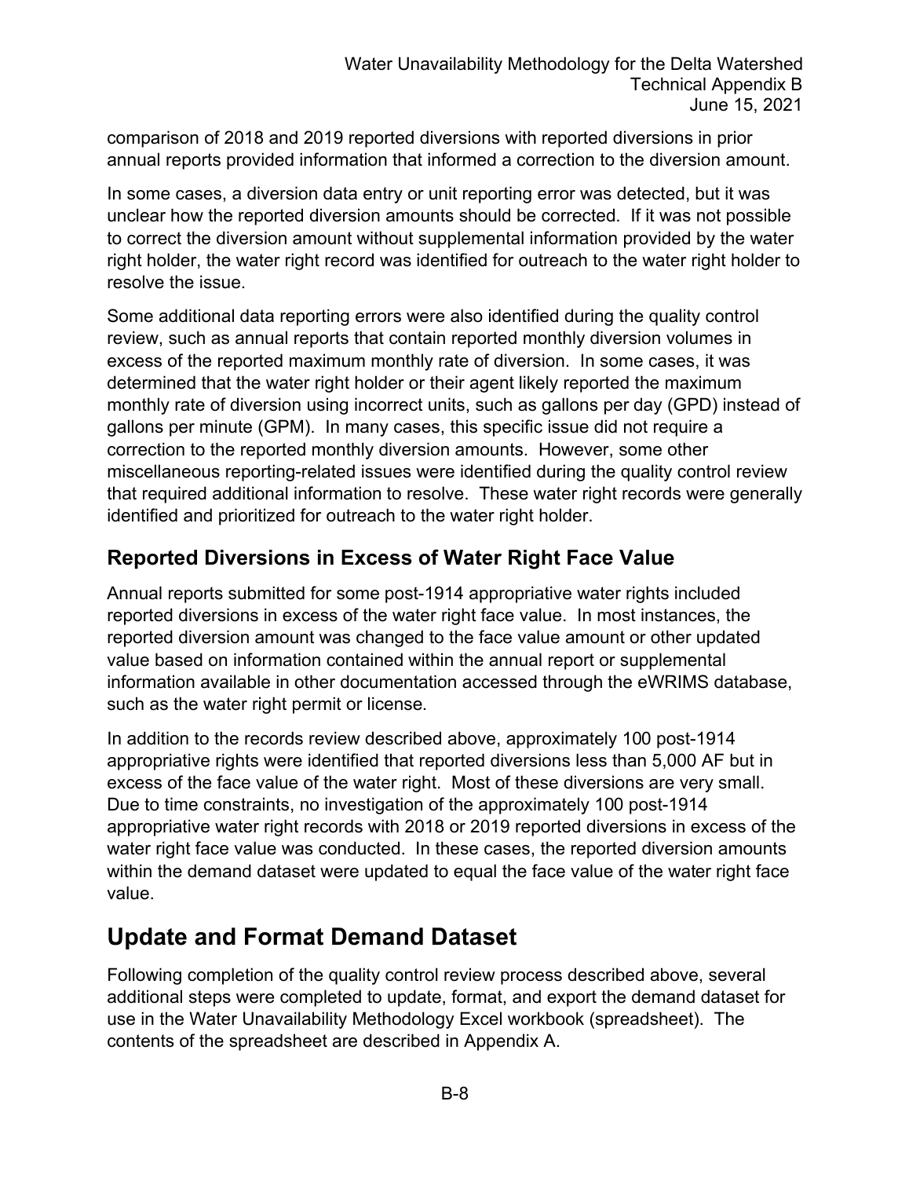comparison of 2018 and 2019 reported diversions with reported diversions in prior annual reports provided information that informed a correction to the diversion amount.

In some cases, a diversion data entry or unit reporting error was detected, but it was unclear how the reported diversion amounts should be corrected. If it was not possible to correct the diversion amount without supplemental information provided by the water right holder, the water right record was identified for outreach to the water right holder to resolve the issue.

Some additional data reporting errors were also identified during the quality control review, such as annual reports that contain reported monthly diversion volumes in excess of the reported maximum monthly rate of diversion. In some cases, it was determined that the water right holder or their agent likely reported the maximum monthly rate of diversion using incorrect units, such as gallons per day (GPD) instead of gallons per minute (GPM). In many cases, this specific issue did not require a correction to the reported monthly diversion amounts. However, some other miscellaneous reporting-related issues were identified during the quality control review that required additional information to resolve. These water right records were generally identified and prioritized for outreach to the water right holder.

### Reported Diversions in Excess of Water Right Face Value

Annual reports submitted for some post-1914 appropriative water rights included reported diversions in excess of the water right face value. In most instances, the reported diversion amount was changed to the face value amount or other updated value based on information contained within the annual report or supplemental information available in other documentation accessed through the eWRIMS database, such as the water right permit or license.

In addition to the records review described above, approximately 100 post-1914 appropriative rights were identified that reported diversions less than 5,000 AF but in excess of the face value of the water right. Most of these diversions are very small. Due to time constraints, no investigation of the approximately 100 post-1914 appropriative water right records with 2018 or 2019 reported diversions in excess of the water right face value was conducted. In these cases, the reported diversion amounts within the demand dataset were updated to equal the face value of the water right face value.

## Update and Format Demand Dataset

Following completion of the quality control review process described above, several additional steps were completed to update, format, and export the demand dataset for use in the Water Unavailability Methodology Excel workbook (spreadsheet). The contents of the spreadsheet are described in Appendix A.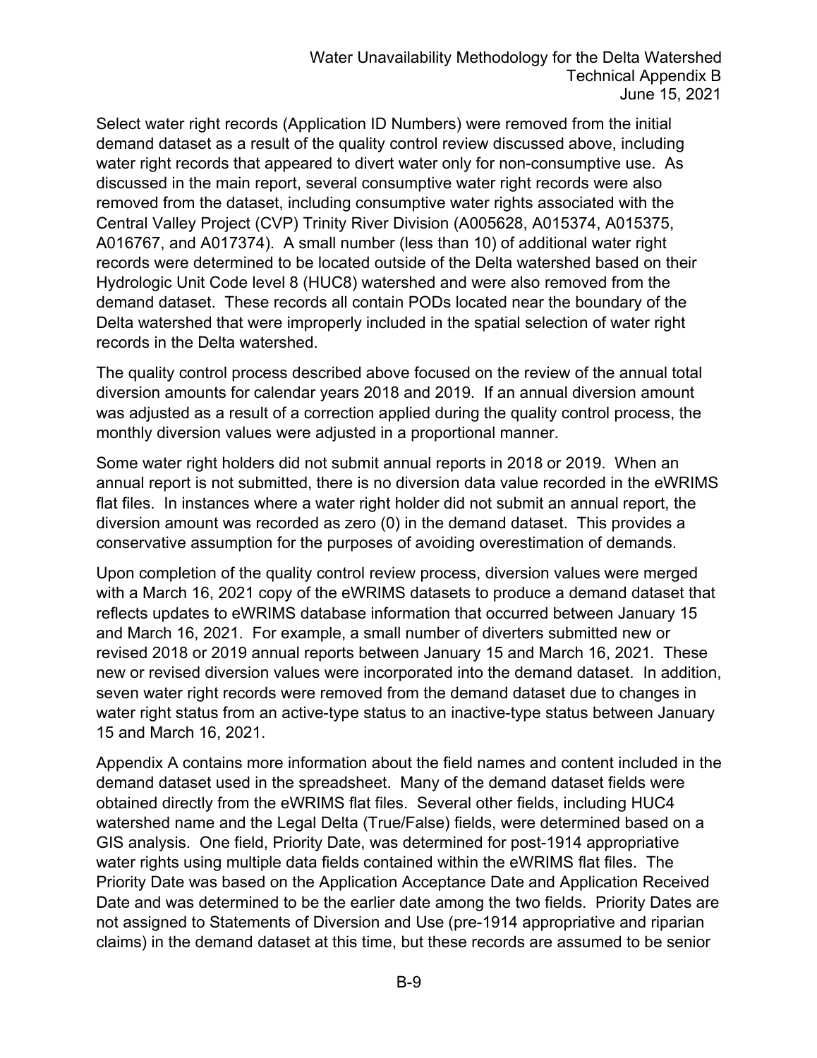Select water right records (Application ID Numbers) were removed from the initial demand dataset as a result of the quality control review discussed above, including water right records that appeared to divert water only for non-consumptive use. As discussed in the main report, several consumptive water right records were also removed from the dataset, including consumptive water rights associated with the Central Valley Project (CVP) Trinity River Division (A005628, A015374, A015375, A016767, and A017374). A small number (less than 10) of additional water right records were determined to be located outside of the Delta watershed based on their Hydrologic Unit Code level 8 (HUC8) watershed and were also removed from the demand dataset. These records all contain PODs located near the boundary of the Delta watershed that were improperly included in the spatial selection of water right records in the Delta watershed.

The quality control process described above focused on the review of the annual total diversion amounts for calendar years 2018 and 2019. If an annual diversion amount was adjusted as a result of a correction applied during the quality control process, the monthly diversion values were adjusted in a proportional manner.

Some water right holders did not submit annual reports in 2018 or 2019. When an annual report is not submitted, there is no diversion data value recorded in the eWRIMS flat files. In instances where a water right holder did not submit an annual report, the diversion amount was recorded as zero (0) in the demand dataset. This provides a conservative assumption for the purposes of avoiding overestimation of demands.

Upon completion of the quality control review process, diversion values were merged with a March 16, 2021 copy of the eWRIMS datasets to produce a demand dataset that reflects updates to eWRIMS database information that occurred between January 15 and March 16, 2021. For example, a small number of diverters submitted new or revised 2018 or 2019 annual reports between January 15 and March 16, 2021. These new or revised diversion values were incorporated into the demand dataset. In addition, seven water right records were removed from the demand dataset due to changes in water right status from an active-type status to an inactive-type status between January 15 and March 16, 2021.

Appendix A contains more information about the field names and content included in the demand dataset used in the spreadsheet. Many of the demand dataset fields were obtained directly from the eWRIMS flat files. Several other fields, including HUC4 watershed name and the Legal Delta (True/False) fields, were determined based on a GIS analysis. One field, Priority Date, was determined for post-1914 appropriative water rights using multiple data fields contained within the eWRIMS flat files. The Priority Date was based on the Application Acceptance Date and Application Received Date and was determined to be the earlier date among the two fields. Priority Dates are not assigned to Statements of Diversion and Use (pre-1914 appropriative and riparian claims) in the demand dataset at this time, but these records are assumed to be senior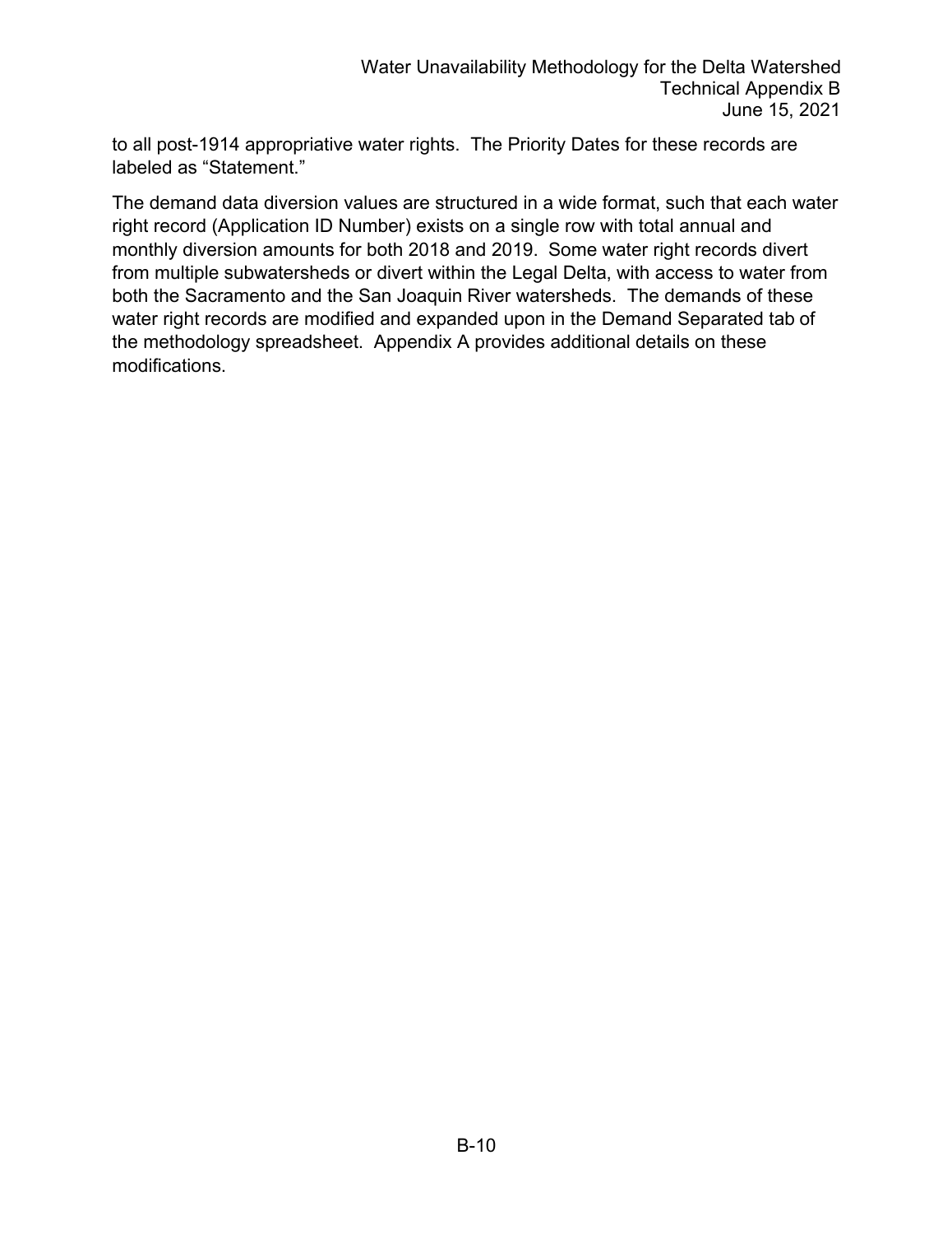to all post-1914 appropriative water rights. The Priority Dates for these records are labeled as “Statement.”

The demand data diversion values are structured in a wide format, such that each water right record (Application ID Number) exists on a single row with total annual and monthly diversion amounts for both 2018 and 2019. Some water right records divert from multiple subwatersheds or divert within the Legal Delta, with access to water from both the Sacramento and the San Joaquin River watersheds. The demands of these water right records are modified and expanded upon in the Demand Separated tab of the methodology spreadsheet. Appendix A provides additional details on these modifications.